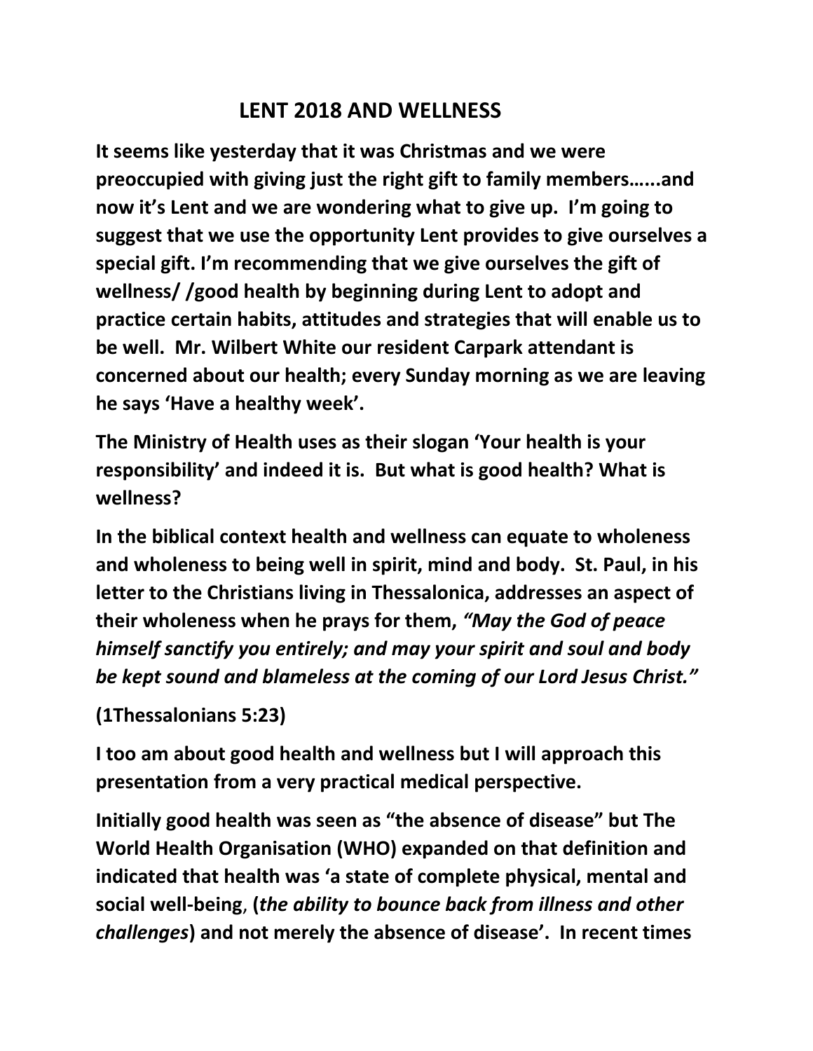# LENT 2018 AND WELLNESS

**It seems like yesterday that it was Christmas and we were preoccupied with giving just the right gift to family members…...and now it's Lent and we are wondering what to give up. I'm going to suggest that we use the opportunity Lent provides to give ourselves a special gift. I'm recommending that we give ourselves the gift of wellness/ /good health by beginning during Lent to adopt and practice certain habits, attitudes and strategies that will enable us to be well. Mr. Wilbert White our resident Carpark attendant is concerned about our health; every Sunday morning as we are leaving he says 'Have a healthy week'.**

**The Ministry of Health uses as their slogan 'Your health is your responsibility' and indeed it is. But what is good health? What is wellness?**

**In the biblical context health and wellness can equate to wholeness and wholeness to being well in spirit, mind and body. St. Paul, in his letter to the Christians living in Thessalonica, addresses an aspect of their wholeness when he prays for them, *"May the God of peace himself sanctify you entirely; and may your spirit and soul and body be kept sound and blameless at the coming of our Lord Jesus Christ."***

**(1Thessalonians 5:23)**

**I too am about good health and wellness but I will approach this presentation from a very practical medical perspective.**

**Initially good health was seen as "the absence of disease" but The World Health Organisation (WHO) expanded on that definition and indicated that health was 'a state of complete physical, mental and social well-being, (*the ability to bounce back from illness and other challenges*) and not merely the absence of disease'. In recent times**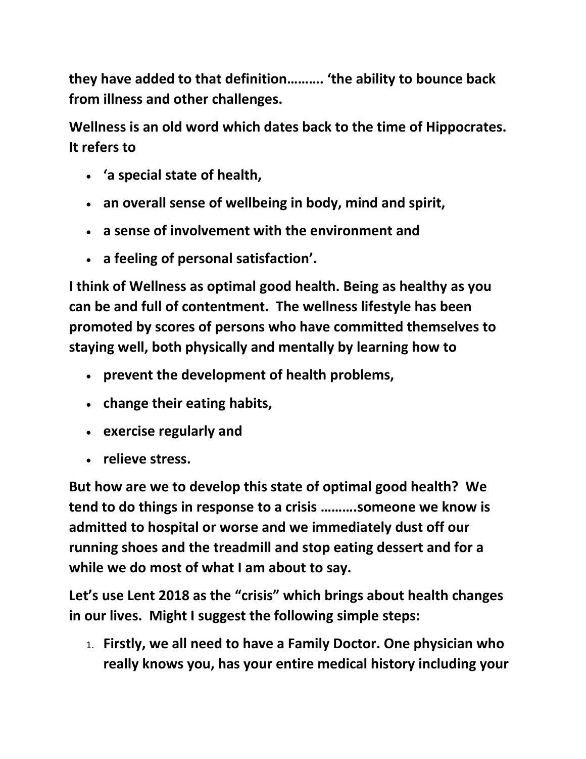**they have added to that definition………. 'the ability to bounce back from illness and other challenges.**

**Wellness is an old word which dates back to the time of Hippocrates. It refers to**

- **'a special state of health,**
- **an overall sense of wellbeing in body, mind and spirit,**
- **a sense of involvement with the environment and**
- **a feeling of personal satisfaction'.**

**I think of Wellness as optimal good health. Being as healthy as you can be and full of contentment. The wellness lifestyle has been promoted by scores of persons who have committed themselves to staying well, both physically and mentally by learning how to**

- **prevent the development of health problems,**
- **change their eating habits,**
- **exercise regularly and**
- **relieve stress.**

**But how are we to develop this state of optimal good health? We tend to do things in response to a crisis ……….someone we know is admitted to hospital or worse and we immediately dust off our running shoes and the treadmill and stop eating dessert and for a while we do most of what I am about to say.**

**Let's use Lent 2018 as the "crisis" which brings about health changes in our lives. Might I suggest the following simple steps:**

1. **Firstly, we all need to have a Family Doctor. One physician who really knows you, has your entire medical history including your**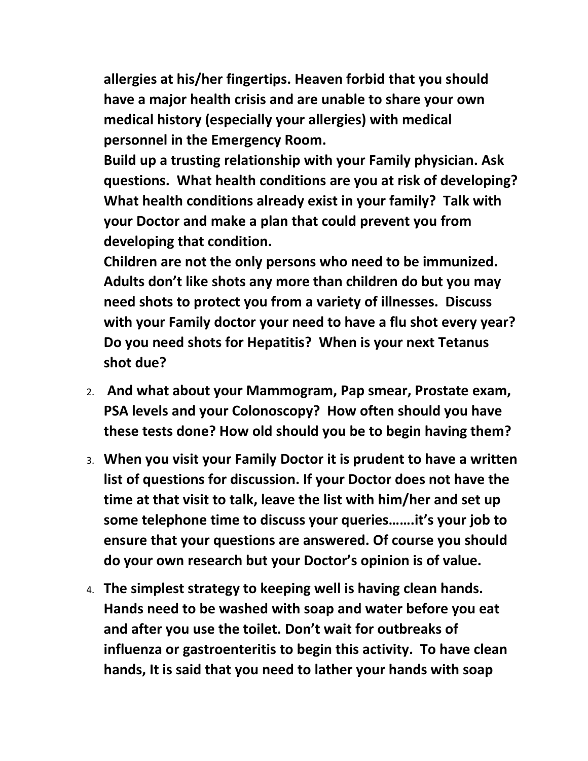**allergies at his/her fingertips. Heaven forbid that you should have a major health crisis and are unable to share your own medical history (especially your allergies) with medical personnel in the Emergency Room.**

**Build up a trusting relationship with your Family physician. Ask questions. What health conditions are you at risk of developing? What health conditions already exist in your family? Talk with your Doctor and make a plan that could prevent you from developing that condition.**

**Children are not the only persons who need to be immunized. Adults don't like shots any more than children do but you may need shots to protect you from a variety of illnesses. Discuss with your Family doctor your need to have a flu shot every year? Do you need shots for Hepatitis? When is your next Tetanus shot due?**

2. **And what about your Mammogram, Pap smear, Prostate exam, PSA levels and your Colonoscopy? How often should you have these tests done? How old should you be to begin having them?**
3. **When you visit your Family Doctor it is prudent to have a written list of questions for discussion. If your Doctor does not have the time at that visit to talk, leave the list with him/her and set up some telephone time to discuss your queries…….it's your job to ensure that your questions are answered. Of course you should do your own research but your Doctor's opinion is of value.**
4. **The simplest strategy to keeping well is having clean hands. Hands need to be washed with soap and water before you eat and after you use the toilet. Don't wait for outbreaks of influenza or gastroenteritis to begin this activity. To have clean hands, It is said that you need to lather your hands with soap**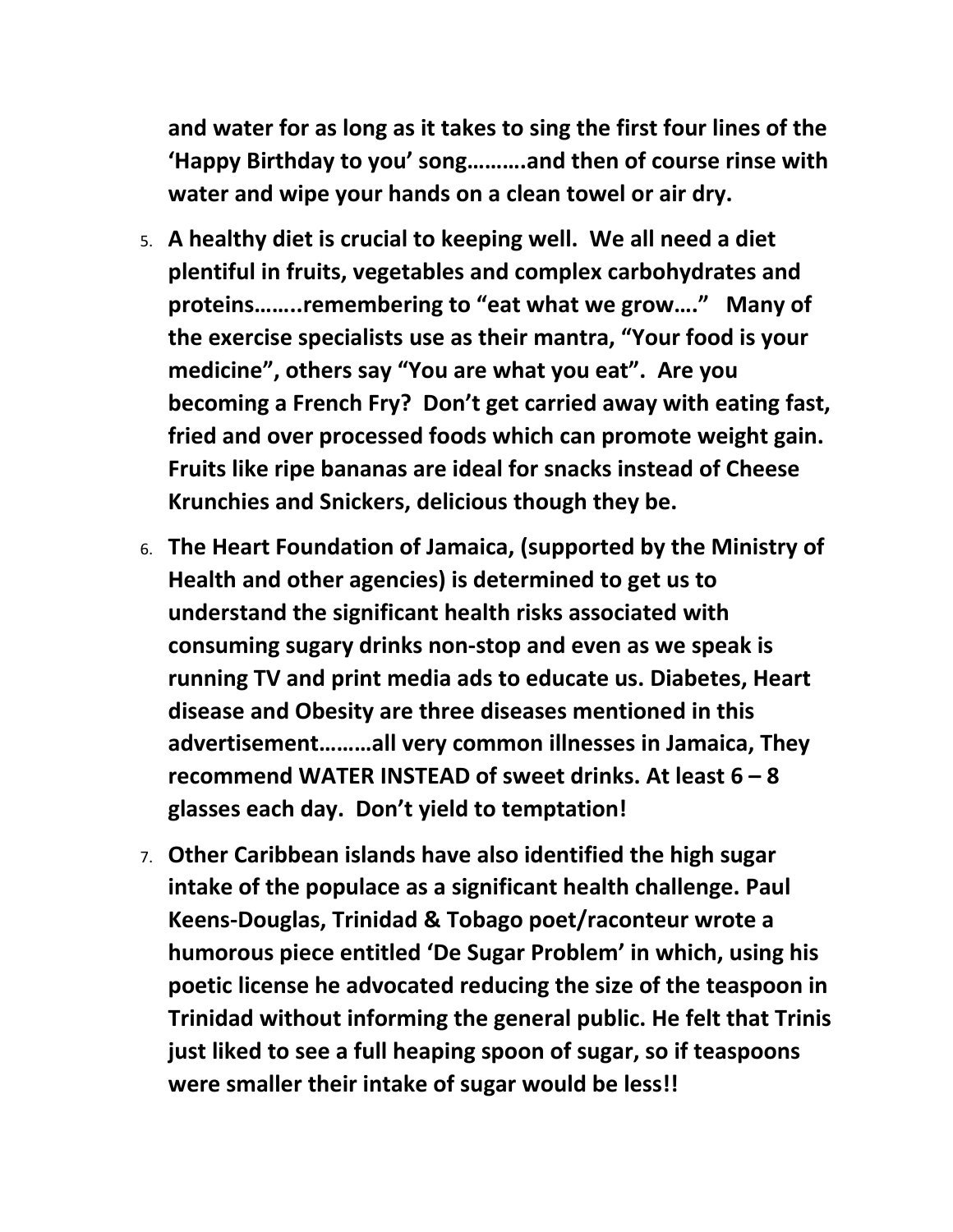**and water for as long as it takes to sing the first four lines of the 'Happy Birthday to you' song……….and then of course rinse with water and wipe your hands on a clean towel or air dry.**

5. **A healthy diet is crucial to keeping well. We all need a diet plentiful in fruits, vegetables and complex carbohydrates and proteins……..remembering to "eat what we grow…." Many of the exercise specialists use as their mantra, "Your food is your medicine", others say "You are what you eat". Are you becoming a French Fry? Don't get carried away with eating fast, fried and over processed foods which can promote weight gain. Fruits like ripe bananas are ideal for snacks instead of Cheese Krunchies and Snickers, delicious though they be.**
6. **The Heart Foundation of Jamaica, (supported by the Ministry of Health and other agencies) is determined to get us to understand the significant health risks associated with consuming sugary drinks non-stop and even as we speak is running TV and print media ads to educate us. Diabetes, Heart disease and Obesity are three diseases mentioned in this advertisement………all very common illnesses in Jamaica, They recommend WATER INSTEAD of sweet drinks. At least 6 – 8 glasses each day. Don't yield to temptation!**
7. **Other Caribbean islands have also identified the high sugar intake of the populace as a significant health challenge. Paul Keens-Douglas, Trinidad & Tobago poet/raconteur wrote a humorous piece entitled 'De Sugar Problem' in which, using his poetic license he advocated reducing the size of the teaspoon in Trinidad without informing the general public. He felt that Trinis just liked to see a full heaping spoon of sugar, so if teaspoons were smaller their intake of sugar would be less!!**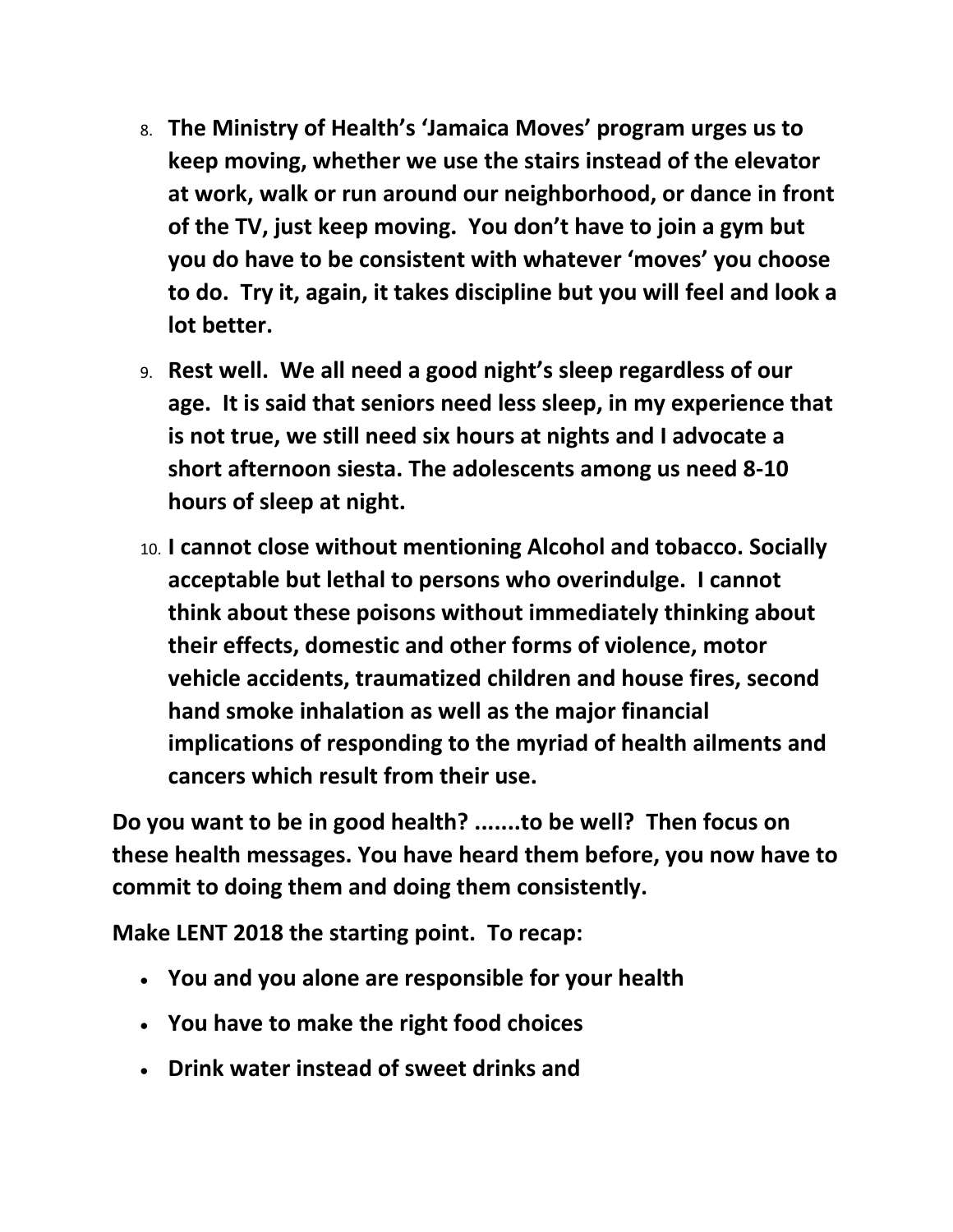8. **The Ministry of Health's 'Jamaica Moves' program urges us to keep moving, whether we use the stairs instead of the elevator at work, walk or run around our neighborhood, or dance in front of the TV, just keep moving. You don't have to join a gym but you do have to be consistent with whatever 'moves' you choose to do. Try it, again, it takes discipline but you will feel and look a lot better.**

9. **Rest well. We all need a good night's sleep regardless of our age. It is said that seniors need less sleep, in my experience that is not true, we still need six hours at nights and I advocate a short afternoon siesta. The adolescents among us need 8-10 hours of sleep at night.**

10. **I cannot close without mentioning Alcohol and tobacco. Socially acceptable but lethal to persons who overindulge. I cannot think about these poisons without immediately thinking about their effects, domestic and other forms of violence, motor vehicle accidents, traumatized children and house fires, second hand smoke inhalation as well as the major financial implications of responding to the myriad of health ailments and cancers which result from their use.**

**Do you want to be in good health? .......to be well? Then focus on these health messages. You have heard them before, you now have to commit to doing them and doing them consistently.**

**Make LENT 2018 the starting point. To recap:**

- **You and you alone are responsible for your health**
- **You have to make the right food choices**
- **Drink water instead of sweet drinks and**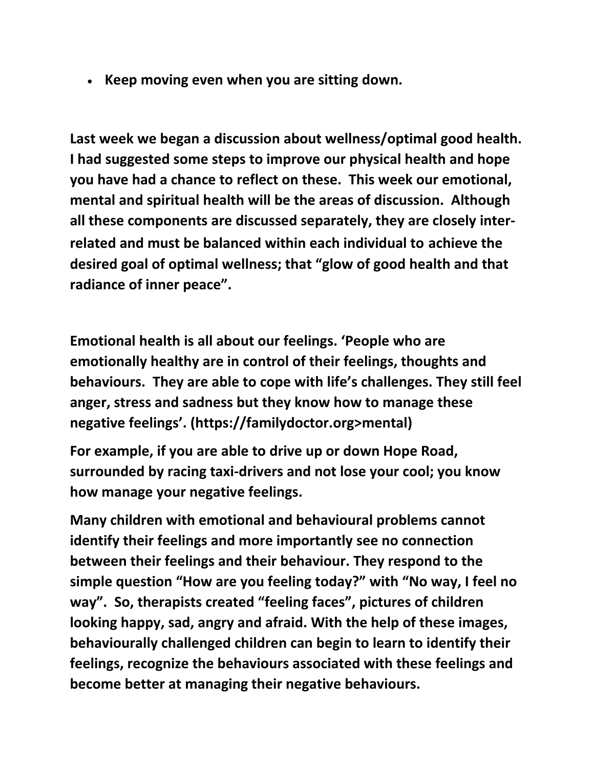- **Keep moving even when you are sitting down.**

**Last week we began a discussion about wellness/optimal good health. I had suggested some steps to improve our physical health and hope you have had a chance to reflect on these. This week our emotional, mental and spiritual health will be the areas of discussion. Although all these components are discussed separately, they are closely inter-related and must be balanced within each individual to achieve the desired goal of optimal wellness; that "glow of good health and that radiance of inner peace".**

**Emotional health is all about our feelings. 'People who are emotionally healthy are in control of their feelings, thoughts and behaviours. They are able to cope with life's challenges. They still feel anger, stress and sadness but they know how to manage these negative feelings'. (https://familydoctor.org>mental)**

**For example, if you are able to drive up or down Hope Road, surrounded by racing taxi-drivers and not lose your cool; you know how manage your negative feelings.**

**Many children with emotional and behavioural problems cannot identify their feelings and more importantly see no connection between their feelings and their behaviour. They respond to the simple question "How are you feeling today?" with "No way, I feel no way". So, therapists created "feeling faces", pictures of children looking happy, sad, angry and afraid. With the help of these images, behaviourally challenged children can begin to learn to identify their feelings, recognize the behaviours associated with these feelings and become better at managing their negative behaviours.**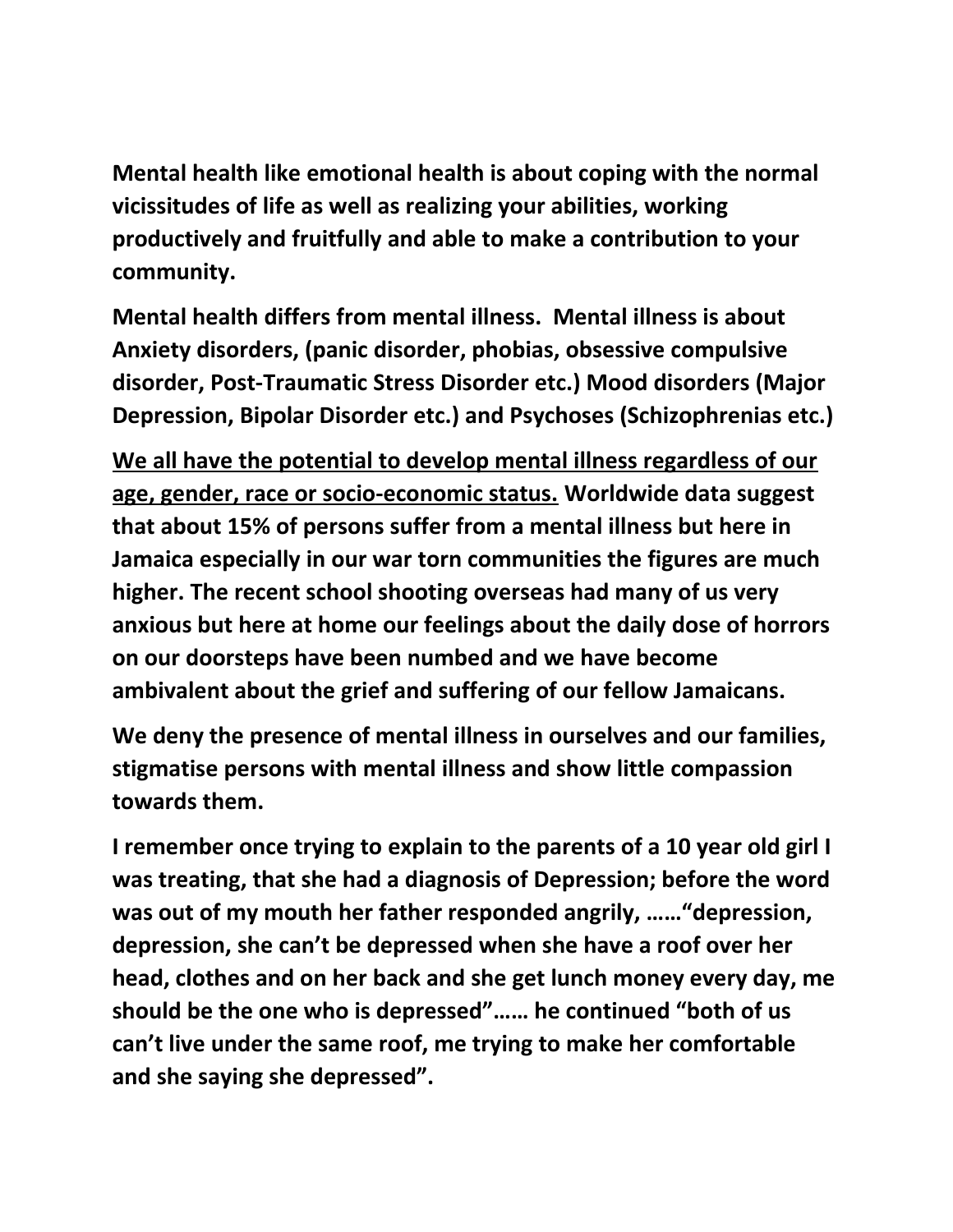**Mental health like emotional health is about coping with the normal vicissitudes of life as well as realizing your abilities, working productively and fruitfully and able to make a contribution to your community.**

**Mental health differs from mental illness. Mental illness is about Anxiety disorders, (panic disorder, phobias, obsessive compulsive disorder, Post-Traumatic Stress Disorder etc.) Mood disorders (Major Depression, Bipolar Disorder etc.) and Psychoses (Schizophrenias etc.)**

**<u>We all have the potential to develop mental illness regardless of our age, gender, race or socio-economic status.</u> Worldwide data suggest that about 15% of persons suffer from a mental illness but here in Jamaica especially in our war torn communities the figures are much higher. The recent school shooting overseas had many of us very anxious but here at home our feelings about the daily dose of horrors on our doorsteps have been numbed and we have become ambivalent about the grief and suffering of our fellow Jamaicans.**

**We deny the presence of mental illness in ourselves and our families, stigmatise persons with mental illness and show little compassion towards them.**

**I remember once trying to explain to the parents of a 10 year old girl I was treating, that she had a diagnosis of Depression; before the word was out of my mouth her father responded angrily, ……"depression, depression, she can't be depressed when she have a roof over her head, clothes and on her back and she get lunch money every day, me should be the one who is depressed"…… he continued "both of us can't live under the same roof, me trying to make her comfortable and she saying she depressed".**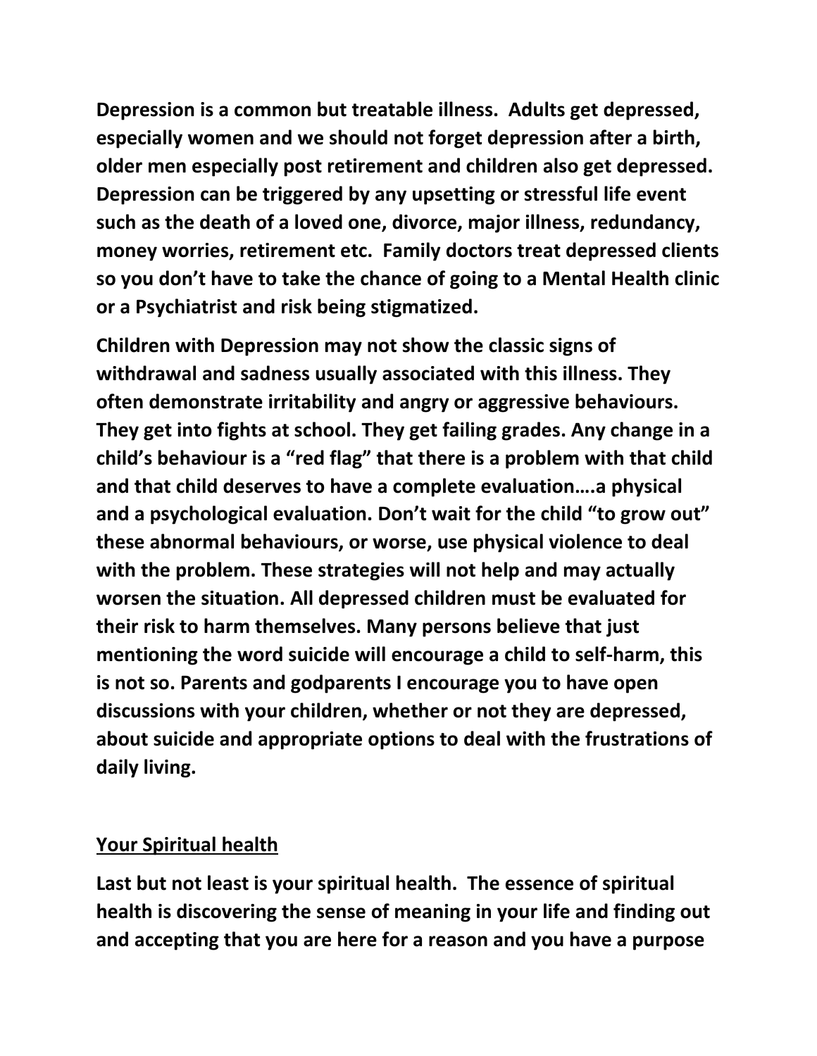**Depression is a common but treatable illness. Adults get depressed, especially women and we should not forget depression after a birth, older men especially post retirement and children also get depressed. Depression can be triggered by any upsetting or stressful life event such as the death of a loved one, divorce, major illness, redundancy, money worries, retirement etc. Family doctors treat depressed clients so you don't have to take the chance of going to a Mental Health clinic or a Psychiatrist and risk being stigmatized.**

**Children with Depression may not show the classic signs of withdrawal and sadness usually associated with this illness. They often demonstrate irritability and angry or aggressive behaviours. They get into fights at school. They get failing grades. Any change in a child's behaviour is a "red flag" that there is a problem with that child and that child deserves to have a complete evaluation….a physical and a psychological evaluation. Don't wait for the child "to grow out" these abnormal behaviours, or worse, use physical violence to deal with the problem. These strategies will not help and may actually worsen the situation. All depressed children must be evaluated for their risk to harm themselves. Many persons believe that just mentioning the word suicide will encourage a child to self-harm, this is not so. Parents and godparents I encourage you to have open discussions with your children, whether or not they are depressed, about suicide and appropriate options to deal with the frustrations of daily living.**

## Your Spiritual health

**Last but not least is your spiritual health. The essence of spiritual health is discovering the sense of meaning in your life and finding out and accepting that you are here for a reason and you have a purpose**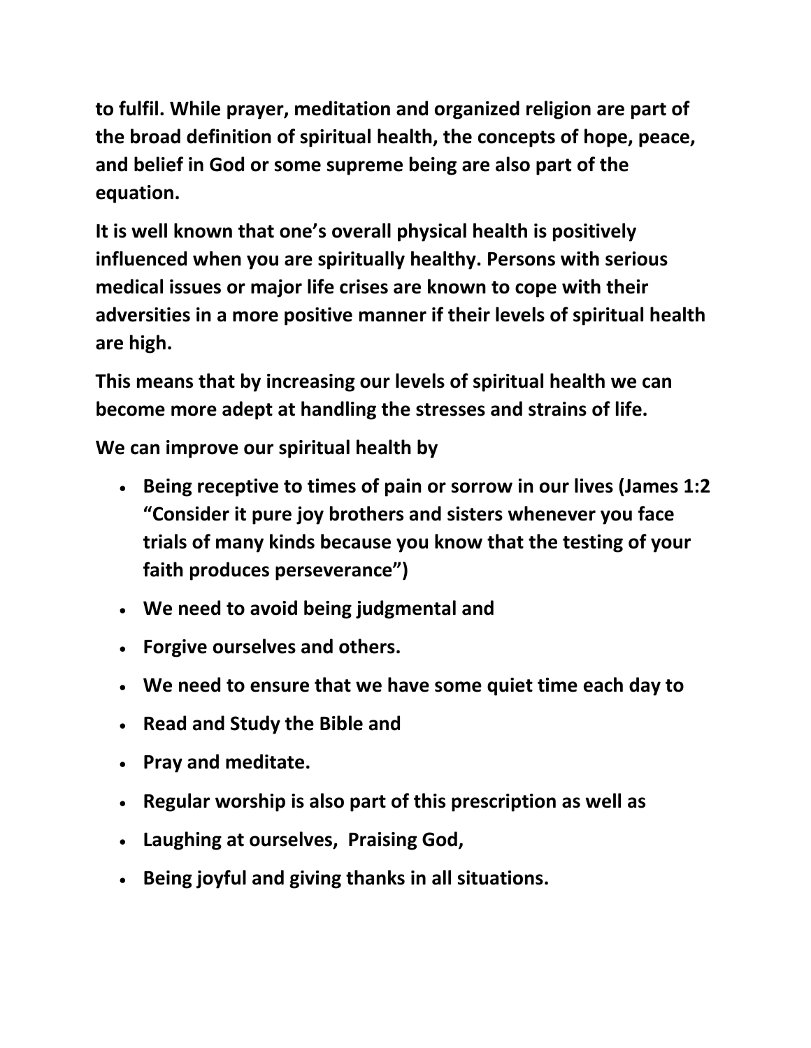**to fulfil. While prayer, meditation and organized religion are part of the broad definition of spiritual health, the concepts of hope, peace, and belief in God or some supreme being are also part of the equation.**

**It is well known that one's overall physical health is positively influenced when you are spiritually healthy. Persons with serious medical issues or major life crises are known to cope with their adversities in a more positive manner if their levels of spiritual health are high.**

**This means that by increasing our levels of spiritual health we can become more adept at handling the stresses and strains of life.**

**We can improve our spiritual health by**

- **Being receptive to times of pain or sorrow in our lives (James 1:2 "Consider it pure joy brothers and sisters whenever you face trials of many kinds because you know that the testing of your faith produces perseverance")**
- **We need to avoid being judgmental and**
- **Forgive ourselves and others.**
- **We need to ensure that we have some quiet time each day to**
- **Read and Study the Bible and**
- **Pray and meditate.**
- **Regular worship is also part of this prescription as well as**
- **Laughing at ourselves, Praising God,**
- **Being joyful and giving thanks in all situations.**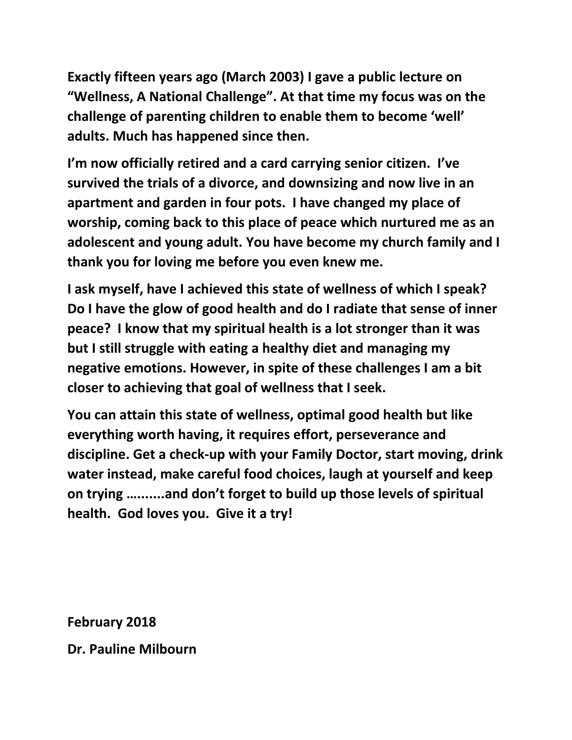**Exactly fifteen years ago (March 2003) I gave a public lecture on "Wellness, A National Challenge". At that time my focus was on the challenge of parenting children to enable them to become 'well' adults. Much has happened since then.**

**I'm now officially retired and a card carrying senior citizen. I've survived the trials of a divorce, and downsizing and now live in an apartment and garden in four pots. I have changed my place of worship, coming back to this place of peace which nurtured me as an adolescent and young adult. You have become my church family and I thank you for loving me before you even knew me.**

**I ask myself, have I achieved this state of wellness of which I speak? Do I have the glow of good health and do I radiate that sense of inner peace? I know that my spiritual health is a lot stronger than it was but I still struggle with eating a healthy diet and managing my negative emotions. However, in spite of these challenges I am a bit closer to achieving that goal of wellness that I seek.**

**You can attain this state of wellness, optimal good health but like everything worth having, it requires effort, perseverance and discipline. Get a check-up with your Family Doctor, start moving, drink water instead, make careful food choices, laugh at yourself and keep on trying ……....and don't forget to build up those levels of spiritual health. God loves you. Give it a try!**

**February 2018**

**Dr. Pauline Milbourn**